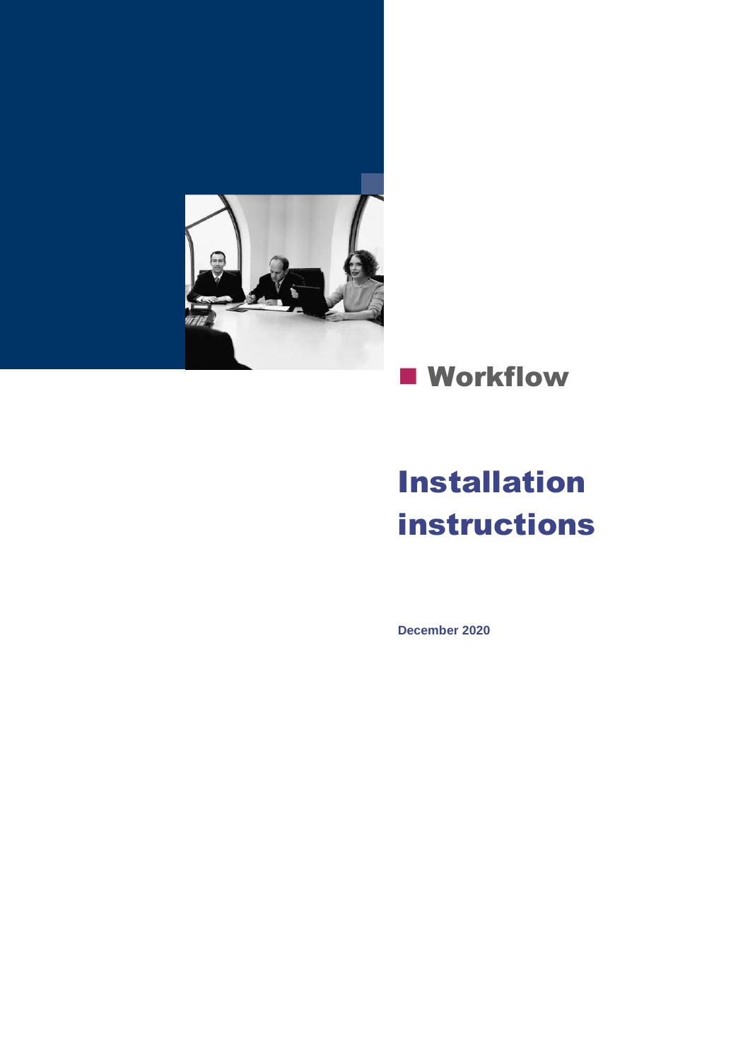# Workflow

# Installation instructions

**December 2020**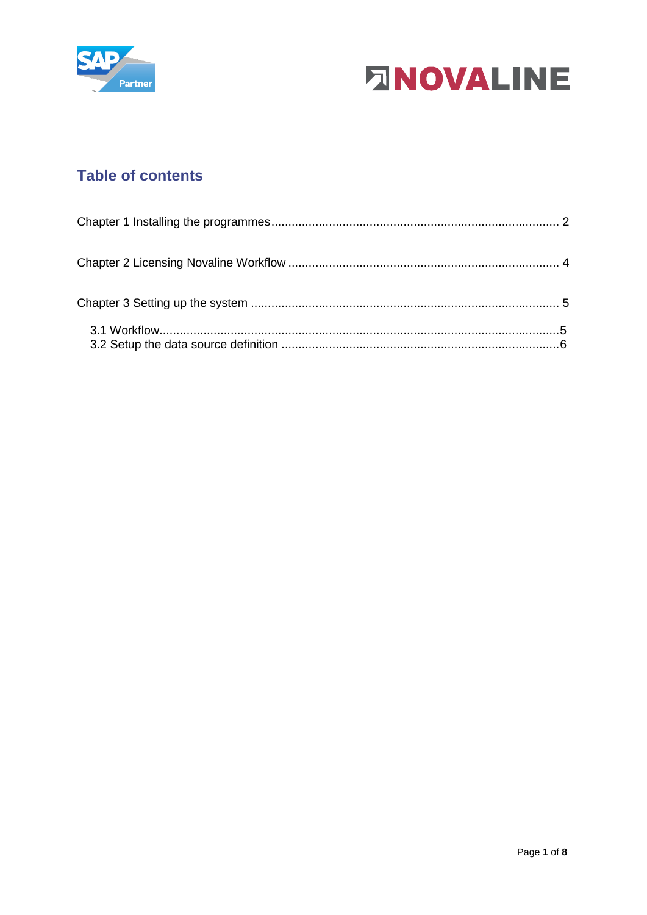## Table of contents

Chapter 1 Installing the programmes .................................................................................... 2

Chapter 2 Licensing Novaline Workflow ............................................................................... 4

Chapter 3 Setting up the system .......................................................................................... 5

- 3.1 Workflow.....................................................................................................................5
- 3.2 Setup the data source definition .................................................................................6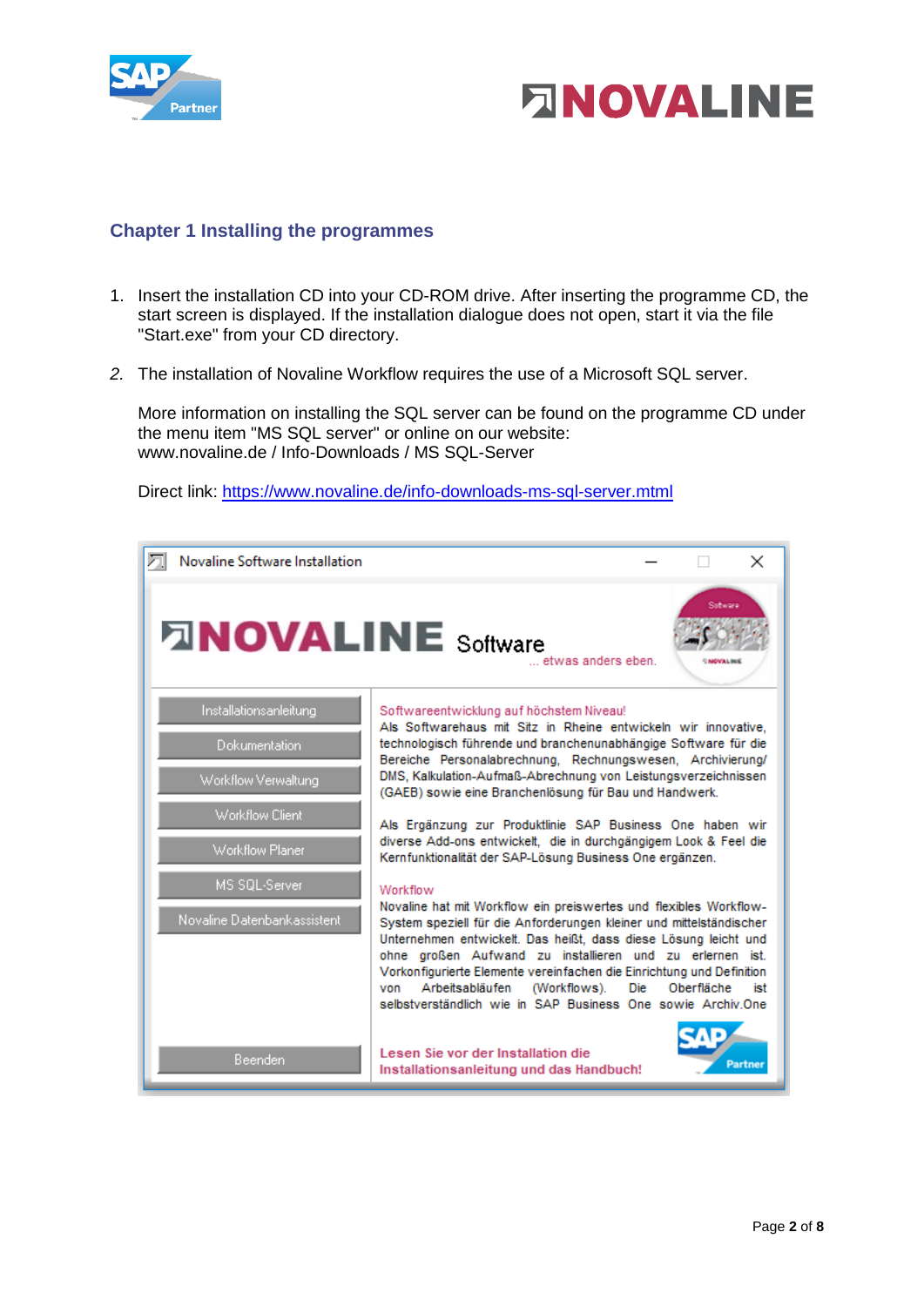## Chapter 1 Installing the programmes

1. Insert the installation CD into your CD-ROM drive. After inserting the programme CD, the start screen is displayed. If the installation dialogue does not open, start it via the file "Start.exe" from your CD directory.

2. The installation of Novaline Workflow requires the use of a Microsoft SQL server.

   More information on installing the SQL server can be found on the programme CD under the menu item "MS SQL server" or online on our website: www.novaline.de / Info-Downloads / MS SQL-Server

   Direct link: [https://www.novaline.de/info-downloads-ms-sql-server.mtml](https://www.novaline.de/info-downloads-ms-sql-server.mtml)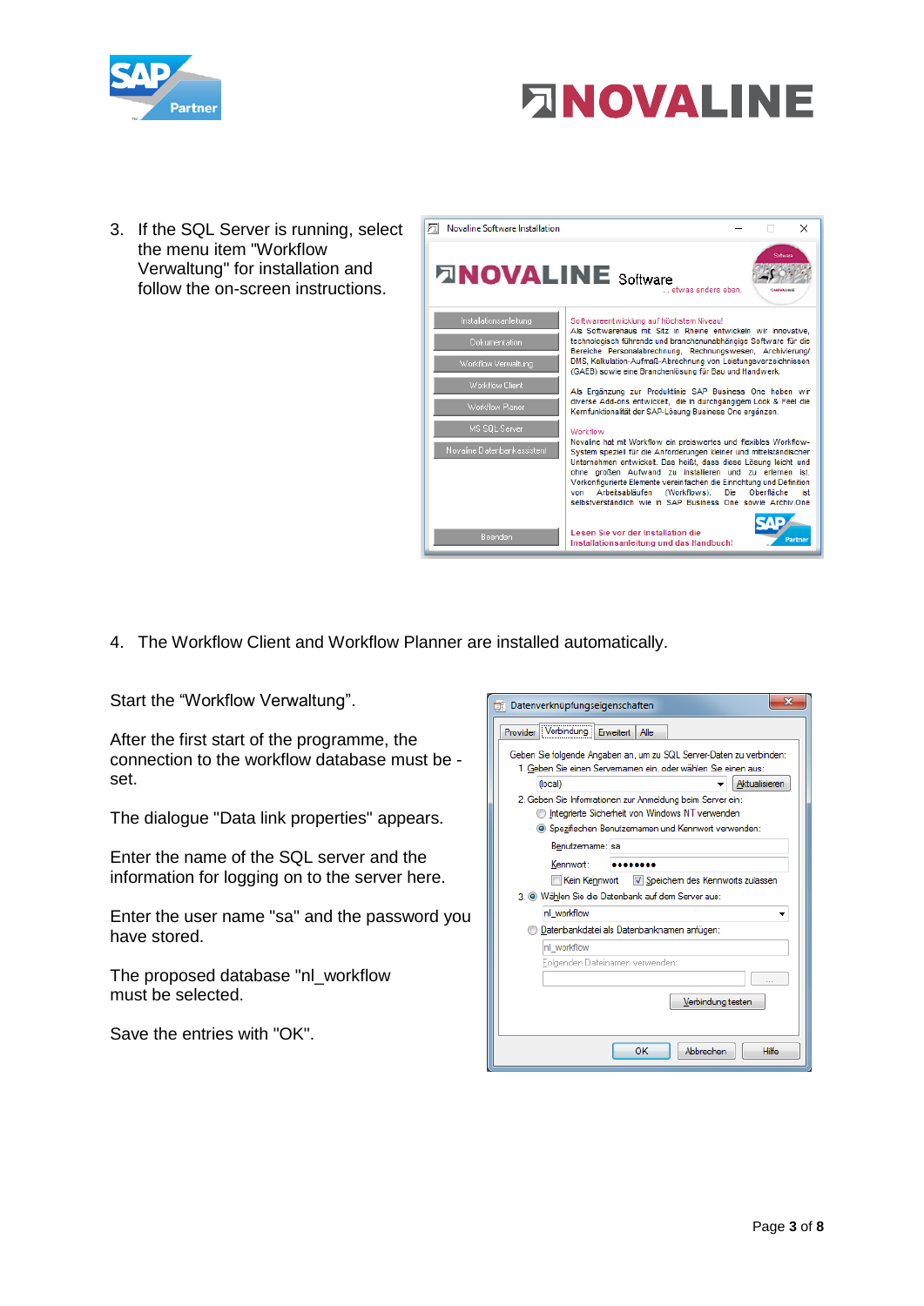3. If the SQL Server is running, select the menu item "Workflow Verwaltung" for installation and follow the on-screen instructions.

4. The Workflow Client and Workflow Planner are installed automatically.

Start the "Workflow Verwaltung".

After the first start of the programme, the connection to the workflow database must be -set.

The dialogue "Data link properties" appears.

Enter the name of the SQL server and the information for logging on to the server here.

Enter the user name "sa" and the password you have stored.

The proposed database "nl_workflow must be selected.

Save the entries with "OK".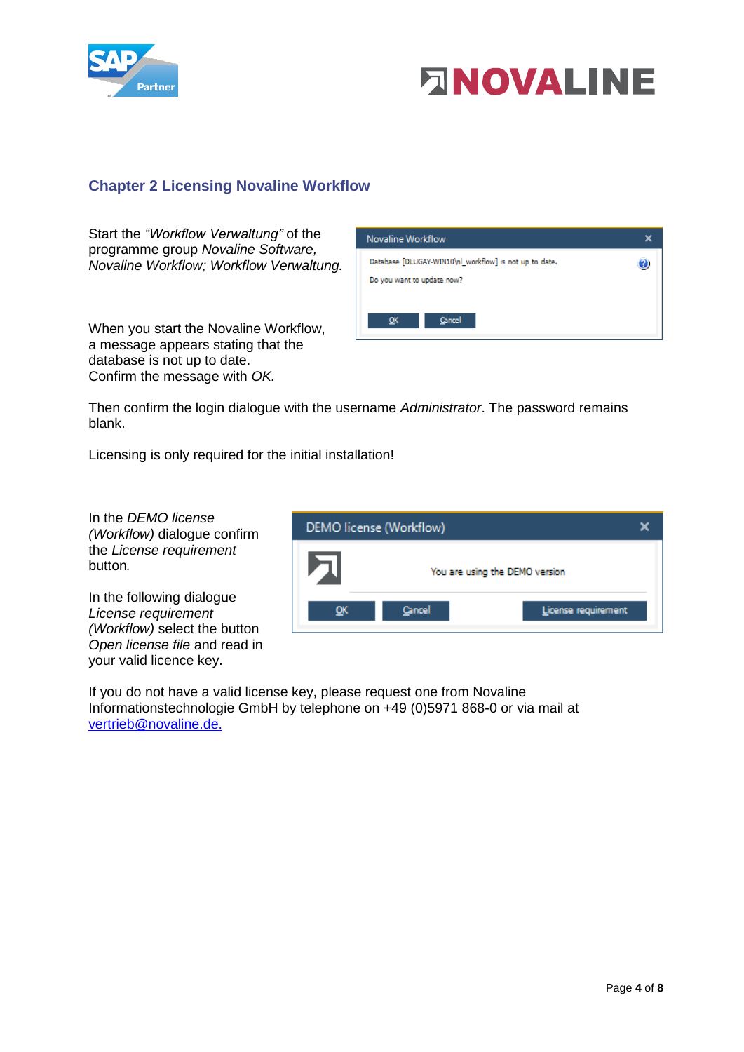## Chapter 2 Licensing Novaline Workflow

Start the *"Workflow Verwaltung"* of the programme group *Novaline Software, Novaline Workflow; Workflow Verwaltung.*

When you start the Novaline Workflow, a message appears stating that the database is not up to date.
Confirm the message with *OK.*

Then confirm the login dialogue with the username *Administrator*. The password remains blank.

Licensing is only required for the initial installation!

In the *DEMO license (Workflow)* dialogue confirm the *License requirement* button*.*

In the following dialogue *License requirement (Workflow)* select the button *Open license file* and read in your valid licence key.

If you do not have a valid license key, please request one from Novaline Informationstechnologie GmbH by telephone on +49 (0)5971 868-0 or via mail at vertrieb@novaline.de.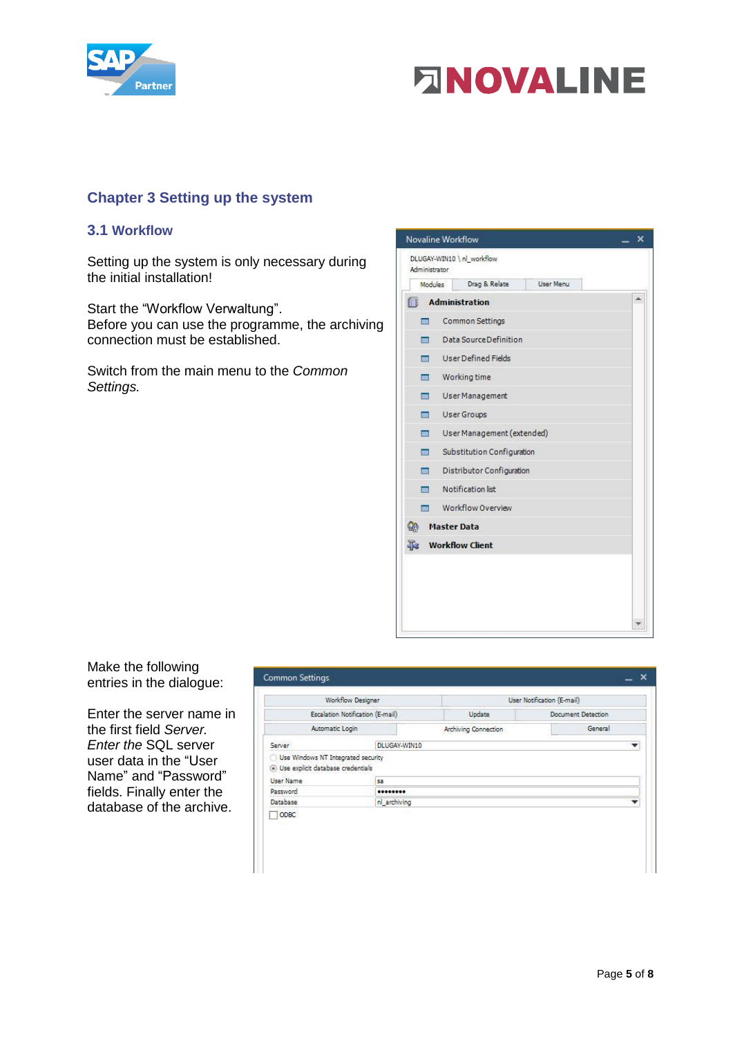## Chapter 3 Setting up the system

### 3.1 Workflow

Setting up the system is only necessary during the initial installation!

Start the "Workflow Verwaltung".
Before you can use the programme, the archiving connection must be established.

Switch from the main menu to the *Common Settings.*

Make the following entries in the dialogue:

Enter the server name in the first field *Server. Enter the* SQL server user data in the "User Name" and "Password" fields. Finally enter the database of the archive.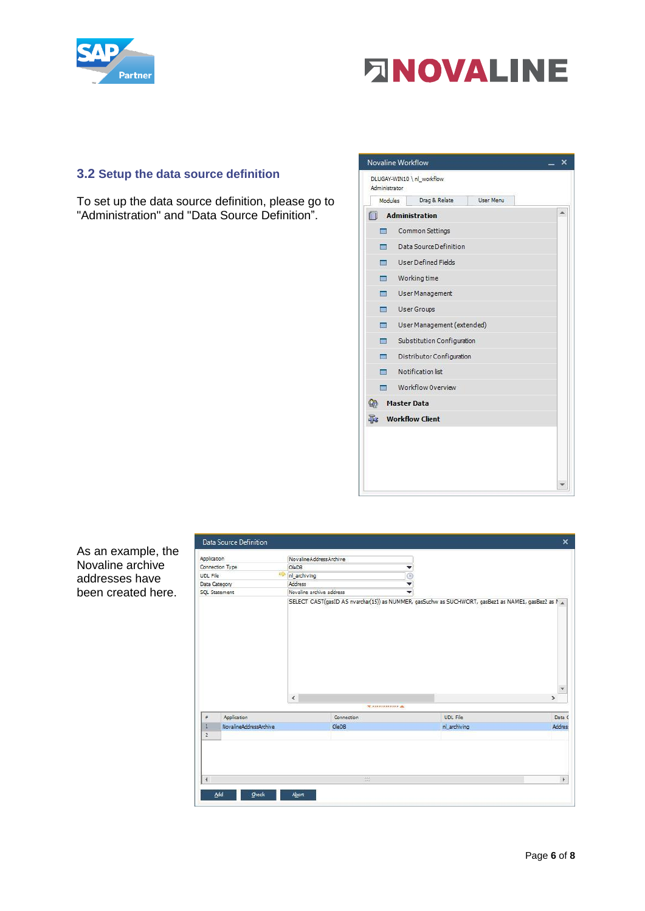### 3.2 Setup the data source definition

To set up the data source definition, please go to "Administration" and "Data Source Definition".

As an example, the Novaline archive addresses have been created here.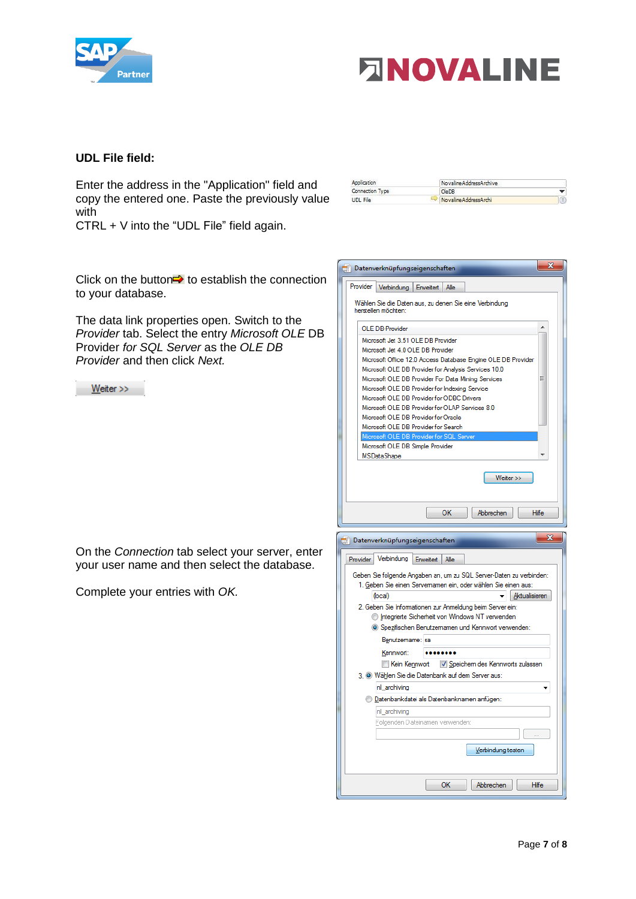**UDL File field:**

Enter the address in the "Application" field and copy the entered one. Paste the previously value with
CTRL + V into the “UDL File” field again.

Click on the button➡ to establish the connection to your database.

The data link properties open. Switch to the *Provider* tab. Select the entry *Microsoft OLE* DB Provider *for SQL Server* as the *OLE DB Provider* and then click *Next.*

Weiter >>

On the *Connection* tab select your server, enter your user name and then select the database.

Complete your entries with *OK.*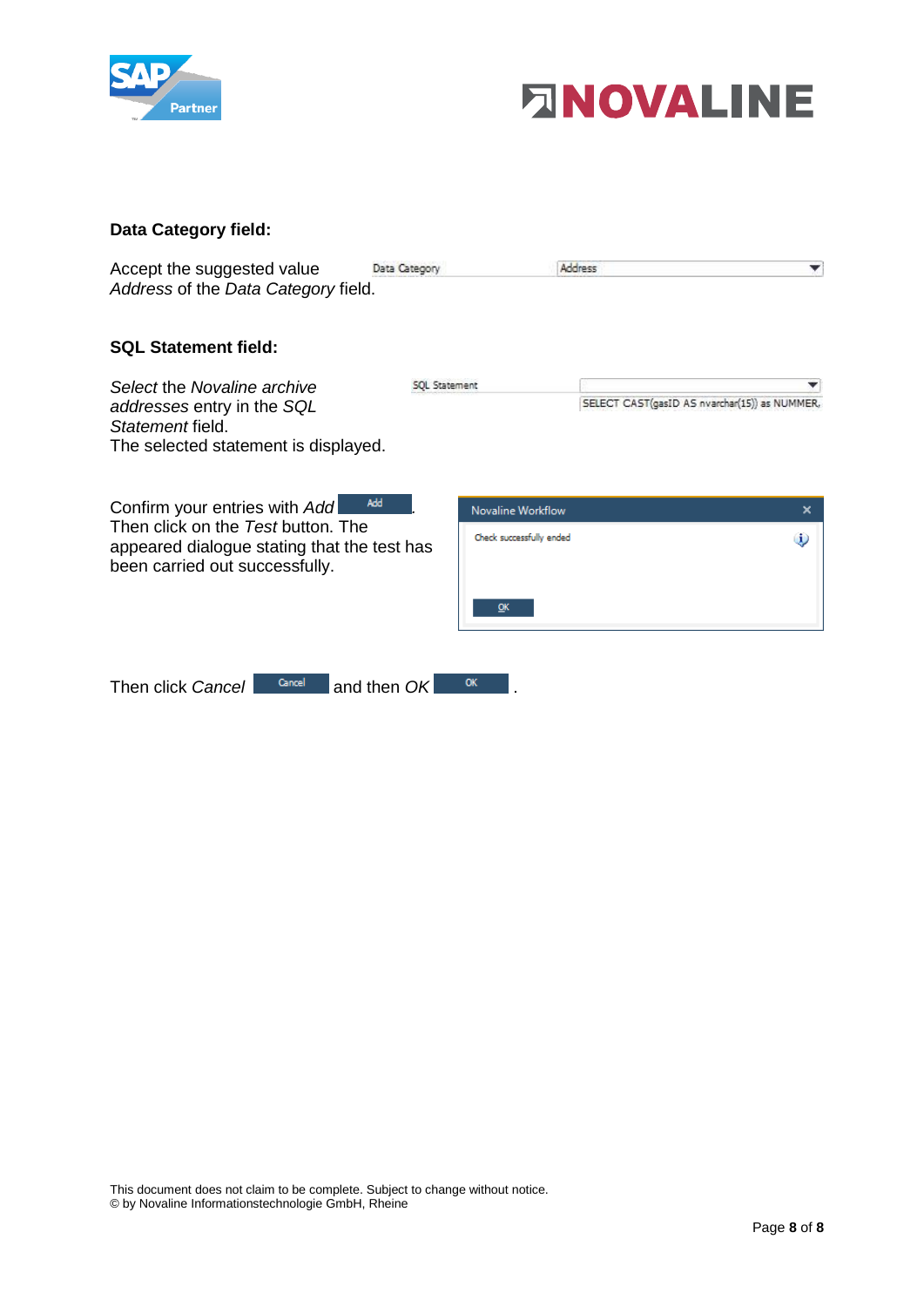**Data Category field:**

Accept the suggested value *Address* of the *Data Category* field.

Data Category | Address

**SQL Statement field:**

*Select* the *Novaline archive addresses* entry in the *SQL Statement* field.
The selected statement is displayed.

SQL Statement
SELECT CAST(gasID AS nvarchar(15)) as NUMMER,

Confirm your entries with *Add* Add.
Then click on the *Test* button. The appeared dialogue stating that the test has been carried out successfully.

Novaline Workflow
Check successfully ended
OK

Then click *Cancel* Cancel and then *OK* OK.

This document does not claim to be complete. Subject to change without notice.
© by Novaline Informationstechnologie GmbH, Rheine